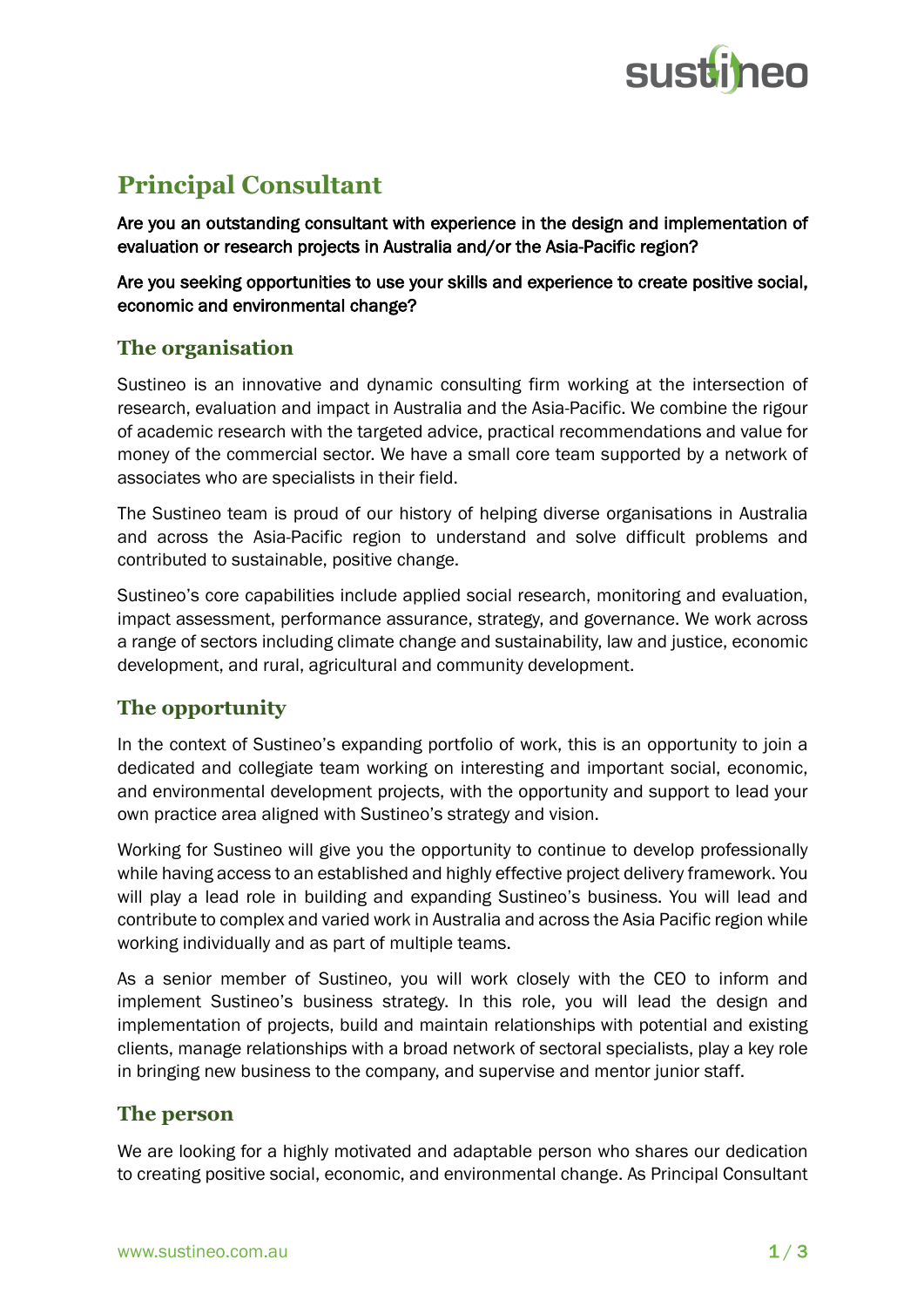# Principal Consultant

**Are you an outstanding consultant with experience in the design and implementation of evaluation or research projects in Australia and/or the Asia-Pacific region?**

**Are you seeking opportunities to use your skills and experience to create positive social, economic and environmental change?**

## The organisation

Sustineo is an innovative and dynamic consulting firm working at the intersection of research, evaluation and impact in Australia and the Asia-Pacific. We combine the rigour of academic research with the targeted advice, practical recommendations and value for money of the commercial sector. We have a small core team supported by a network of associates who are specialists in their field.

The Sustineo team is proud of our history of helping diverse organisations in Australia and across the Asia-Pacific region to understand and solve difficult problems and contributed to sustainable, positive change.

Sustineo's core capabilities include applied social research, monitoring and evaluation, impact assessment, performance assurance, strategy, and governance. We work across a range of sectors including climate change and sustainability, law and justice, economic development, and rural, agricultural and community development.

## The opportunity

In the context of Sustineo's expanding portfolio of work, this is an opportunity to join a dedicated and collegiate team working on interesting and important social, economic, and environmental development projects, with the opportunity and support to lead your own practice area aligned with Sustineo's strategy and vision.

Working for Sustineo will give you the opportunity to continue to develop professionally while having access to an established and highly effective project delivery framework. You will play a lead role in building and expanding Sustineo's business. You will lead and contribute to complex and varied work in Australia and across the Asia Pacific region while working individually and as part of multiple teams.

As a senior member of Sustineo, you will work closely with the CEO to inform and implement Sustineo's business strategy. In this role, you will lead the design and implementation of projects, build and maintain relationships with potential and existing clients, manage relationships with a broad network of sectoral specialists, play a key role in bringing new business to the company, and supervise and mentor junior staff.

## The person

We are looking for a highly motivated and adaptable person who shares our dedication to creating positive social, economic, and environmental change. As Principal Consultant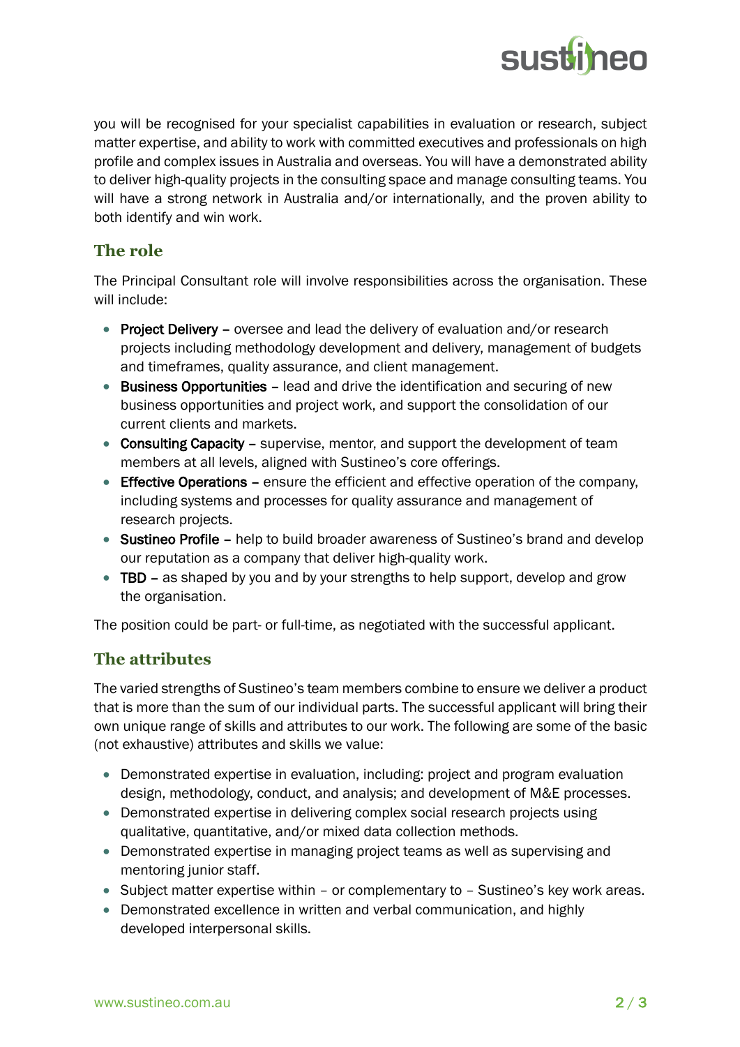you will be recognised for your specialist capabilities in evaluation or research, subject matter expertise, and ability to work with committed executives and professionals on high profile and complex issues in Australia and overseas. You will have a demonstrated ability to deliver high-quality projects in the consulting space and manage consulting teams. You will have a strong network in Australia and/or internationally, and the proven ability to both identify and win work.

## The role

The Principal Consultant role will involve responsibilities across the organisation. These will include:

- **Project Delivery** – oversee and lead the delivery of evaluation and/or research projects including methodology development and delivery, management of budgets and timeframes, quality assurance, and client management.
- **Business Opportunities** – lead and drive the identification and securing of new business opportunities and project work, and support the consolidation of our current clients and markets.
- **Consulting Capacity** – supervise, mentor, and support the development of team members at all levels, aligned with Sustineo's core offerings.
- **Effective Operations** – ensure the efficient and effective operation of the company, including systems and processes for quality assurance and management of research projects.
- **Sustineo Profile** – help to build broader awareness of Sustineo's brand and develop our reputation as a company that deliver high-quality work.
- **TBD** – as shaped by you and by your strengths to help support, develop and grow the organisation.

The position could be part- or full-time, as negotiated with the successful applicant.

## The attributes

The varied strengths of Sustineo's team members combine to ensure we deliver a product that is more than the sum of our individual parts. The successful applicant will bring their own unique range of skills and attributes to our work. The following are some of the basic (not exhaustive) attributes and skills we value:

- Demonstrated expertise in evaluation, including: project and program evaluation design, methodology, conduct, and analysis; and development of M&E processes.
- Demonstrated expertise in delivering complex social research projects using qualitative, quantitative, and/or mixed data collection methods.
- Demonstrated expertise in managing project teams as well as supervising and mentoring junior staff.
- Subject matter expertise within – or complementary to – Sustineo's key work areas.
- Demonstrated excellence in written and verbal communication, and highly developed interpersonal skills.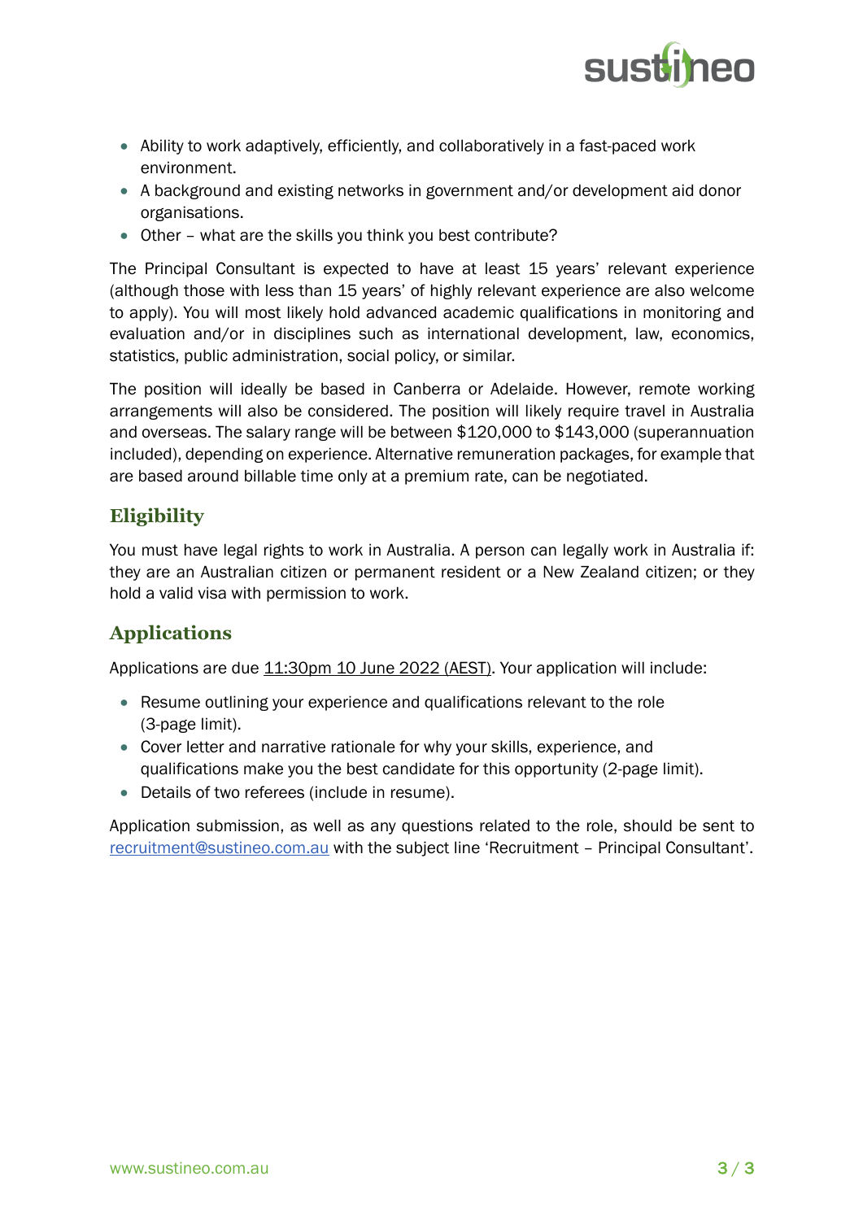- Ability to work adaptively, efficiently, and collaboratively in a fast-paced work environment.
- A background and existing networks in government and/or development aid donor organisations.
- Other – what are the skills you think you best contribute?

The Principal Consultant is expected to have at least 15 years' relevant experience (although those with less than 15 years' of highly relevant experience are also welcome to apply). You will most likely hold advanced academic qualifications in monitoring and evaluation and/or in disciplines such as international development, law, economics, statistics, public administration, social policy, or similar.

The position will ideally be based in Canberra or Adelaide. However, remote working arrangements will also be considered. The position will likely require travel in Australia and overseas. The salary range will be between $120,000 to $143,000 (superannuation included), depending on experience. Alternative remuneration packages, for example that are based around billable time only at a premium rate, can be negotiated.

## Eligibility

You must have legal rights to work in Australia. A person can legally work in Australia if: they are an Australian citizen or permanent resident or a New Zealand citizen; or they hold a valid visa with permission to work.

## Applications

Applications are due 11:30pm 10 June 2022 (AEST). Your application will include:

- Resume outlining your experience and qualifications relevant to the role (3-page limit).
- Cover letter and narrative rationale for why your skills, experience, and qualifications make you the best candidate for this opportunity (2-page limit).
- Details of two referees (include in resume).

Application submission, as well as any questions related to the role, should be sent to recruitment@sustineo.com.au with the subject line 'Recruitment – Principal Consultant'.